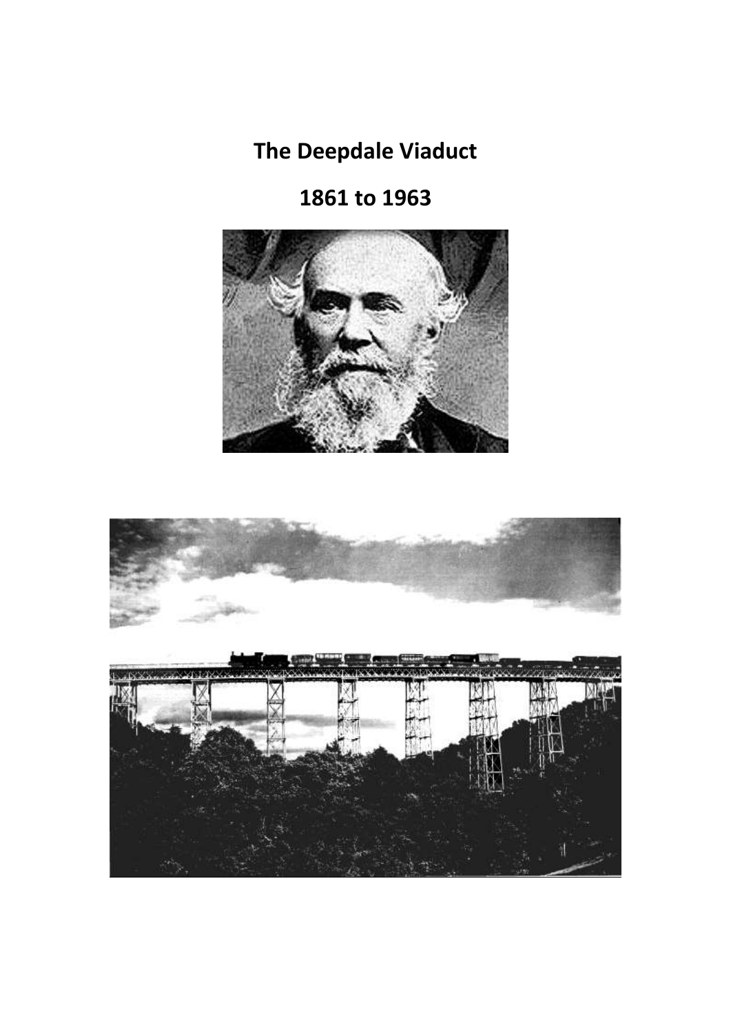# The Deepdale Viaduct

## 1861 to 1963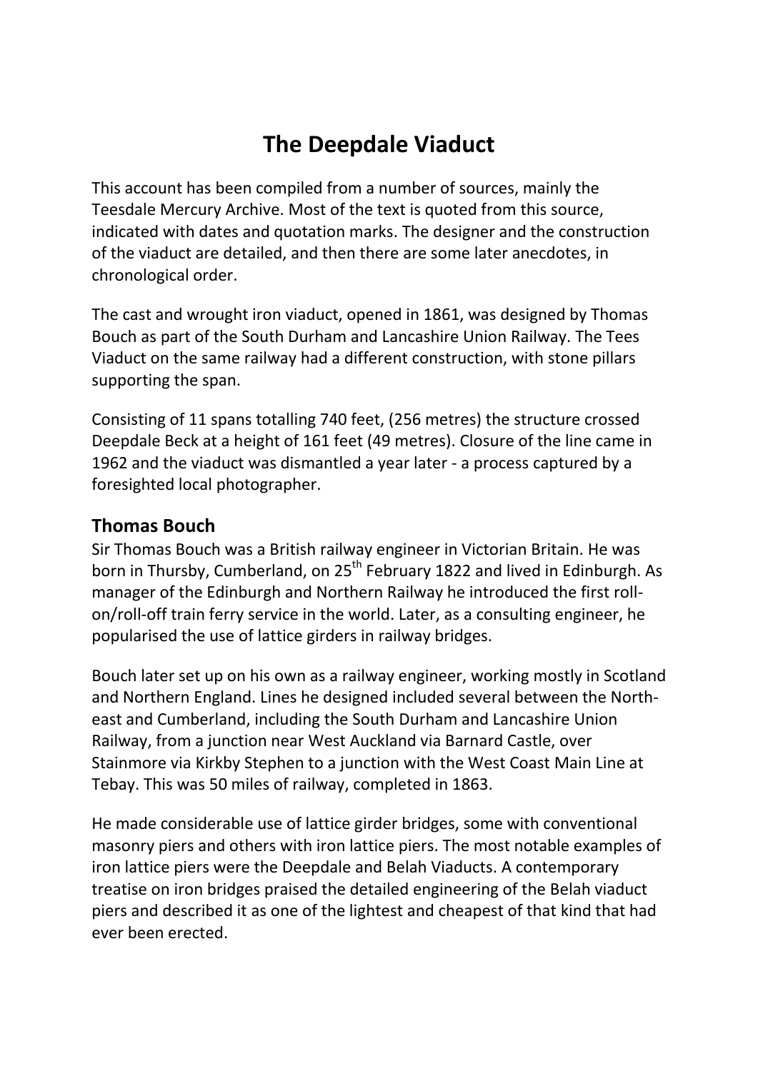# The Deepdale Viaduct

This account has been compiled from a number of sources, mainly the Teesdale Mercury Archive. Most of the text is quoted from this source, indicated with dates and quotation marks. The designer and the construction of the viaduct are detailed, and then there are some later anecdotes, in chronological order.

The cast and wrought iron viaduct, opened in 1861, was designed by Thomas Bouch as part of the South Durham and Lancashire Union Railway. The Tees Viaduct on the same railway had a different construction, with stone pillars supporting the span.

Consisting of 11 spans totalling 740 feet, (256 metres) the structure crossed Deepdale Beck at a height of 161 feet (49 metres). Closure of the line came in 1962 and the viaduct was dismantled a year later - a process captured by a foresighted local photographer.

## Thomas Bouch

Sir Thomas Bouch was a British railway engineer in Victorian Britain. He was born in Thursby, Cumberland, on 25th February 1822 and lived in Edinburgh. As manager of the Edinburgh and Northern Railway he introduced the first roll-on/roll-off train ferry service in the world. Later, as a consulting engineer, he popularised the use of lattice girders in railway bridges.

Bouch later set up on his own as a railway engineer, working mostly in Scotland and Northern England. Lines he designed included several between the North-east and Cumberland, including the South Durham and Lancashire Union Railway, from a junction near West Auckland via Barnard Castle, over Stainmore via Kirkby Stephen to a junction with the West Coast Main Line at Tebay. This was 50 miles of railway, completed in 1863.

He made considerable use of lattice girder bridges, some with conventional masonry piers and others with iron lattice piers. The most notable examples of iron lattice piers were the Deepdale and Belah Viaducts. A contemporary treatise on iron bridges praised the detailed engineering of the Belah viaduct piers and described it as one of the lightest and cheapest of that kind that had ever been erected.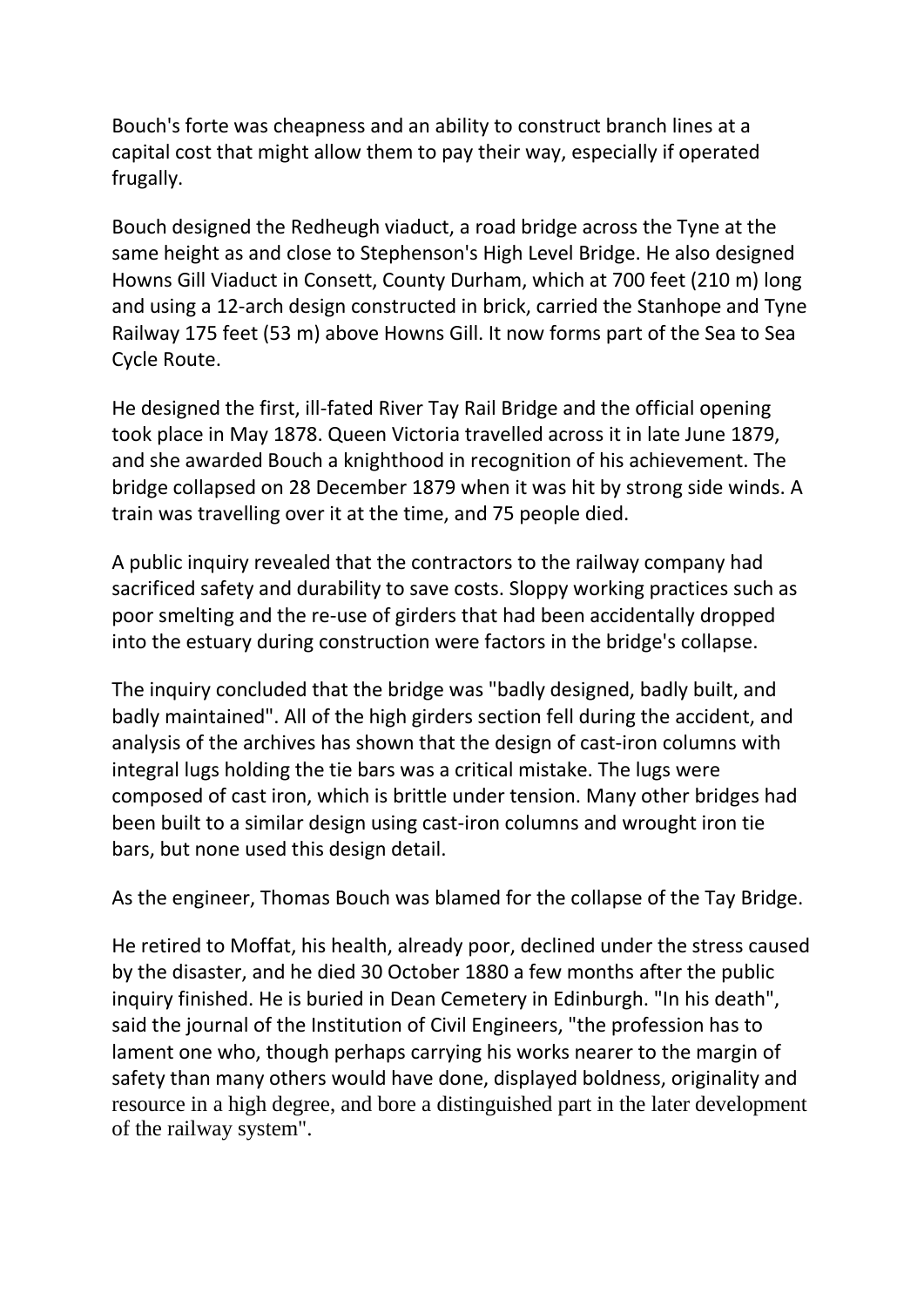Bouch's forte was cheapness and an ability to construct branch lines at a capital cost that might allow them to pay their way, especially if operated frugally.

Bouch designed the Redheugh viaduct, a road bridge across the Tyne at the same height as and close to Stephenson's High Level Bridge. He also designed Howns Gill Viaduct in Consett, County Durham, which at 700 feet (210 m) long and using a 12-arch design constructed in brick, carried the Stanhope and Tyne Railway 175 feet (53 m) above Howns Gill. It now forms part of the Sea to Sea Cycle Route.

He designed the first, ill-fated River Tay Rail Bridge and the official opening took place in May 1878. Queen Victoria travelled across it in late June 1879, and she awarded Bouch a knighthood in recognition of his achievement. The bridge collapsed on 28 December 1879 when it was hit by strong side winds. A train was travelling over it at the time, and 75 people died.

A public inquiry revealed that the contractors to the railway company had sacrificed safety and durability to save costs. Sloppy working practices such as poor smelting and the re-use of girders that had been accidentally dropped into the estuary during construction were factors in the bridge's collapse.

The inquiry concluded that the bridge was "badly designed, badly built, and badly maintained". All of the high girders section fell during the accident, and analysis of the archives has shown that the design of cast-iron columns with integral lugs holding the tie bars was a critical mistake. The lugs were composed of cast iron, which is brittle under tension. Many other bridges had been built to a similar design using cast-iron columns and wrought iron tie bars, but none used this design detail.

As the engineer, Thomas Bouch was blamed for the collapse of the Tay Bridge.

He retired to Moffat, his health, already poor, declined under the stress caused by the disaster, and he died 30 October 1880 a few months after the public inquiry finished. He is buried in Dean Cemetery in Edinburgh. "In his death", said the journal of the Institution of Civil Engineers, "the profession has to lament one who, though perhaps carrying his works nearer to the margin of safety than many others would have done, displayed boldness, originality and resource in a high degree, and bore a distinguished part in the later development of the railway system".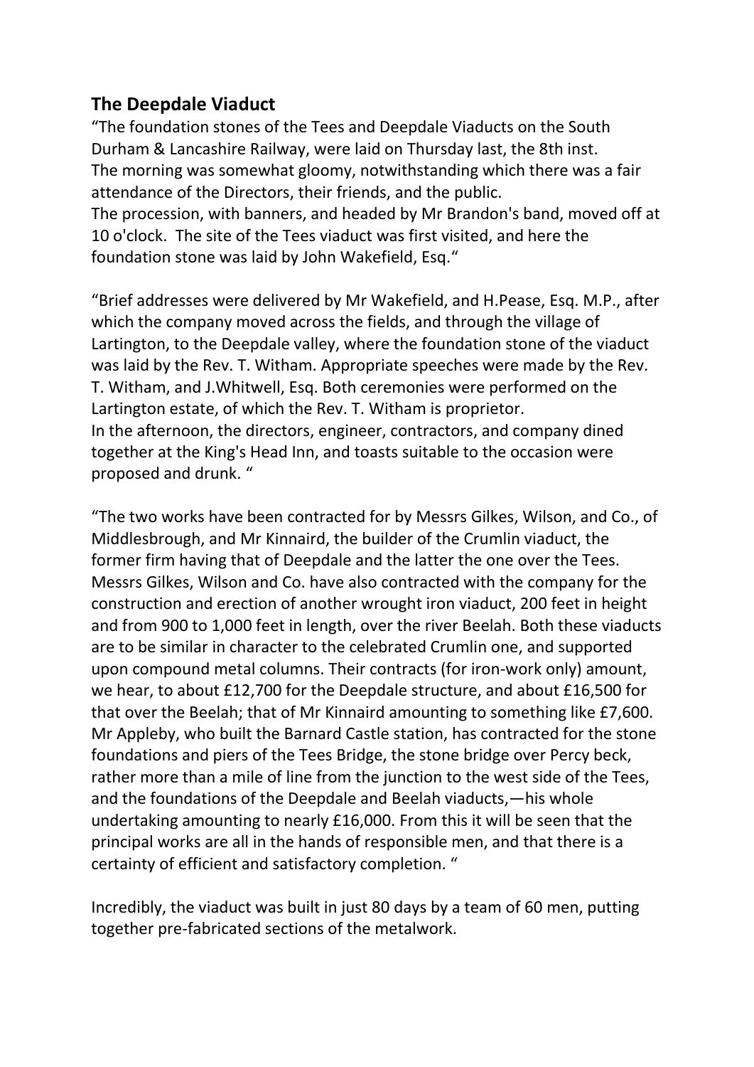## The Deepdale Viaduct

“The foundation stones of the Tees and Deepdale Viaducts on the South Durham & Lancashire Railway, were laid on Thursday last, the 8th inst. The morning was somewhat gloomy, notwithstanding which there was a fair attendance of the Directors, their friends, and the public.
The procession, with banners, and headed by Mr Brandon's band, moved off at 10 o'clock. The site of the Tees viaduct was first visited, and here the foundation stone was laid by John Wakefield, Esq.“

“Brief addresses were delivered by Mr Wakefield, and H.Pease, Esq. M.P., after which the company moved across the fields, and through the village of Lartington, to the Deepdale valley, where the foundation stone of the viaduct was laid by the Rev. T. Witham. Appropriate speeches were made by the Rev. T. Witham, and J.Whitwell, Esq. Both ceremonies were performed on the Lartington estate, of which the Rev. T. Witham is proprietor.
In the afternoon, the directors, engineer, contractors, and company dined together at the King's Head Inn, and toasts suitable to the occasion were proposed and drunk. “

“The two works have been contracted for by Messrs Gilkes, Wilson, and Co., of Middlesbrough, and Mr Kinnaird, the builder of the Crumlin viaduct, the former firm having that of Deepdale and the latter the one over the Tees. Messrs Gilkes, Wilson and Co. have also contracted with the company for the construction and erection of another wrought iron viaduct, 200 feet in height and from 900 to 1,000 feet in length, over the river Beelah. Both these viaducts are to be similar in character to the celebrated Crumlin one, and supported upon compound metal columns. Their contracts (for iron-work only) amount, we hear, to about £12,700 for the Deepdale structure, and about £16,500 for that over the Beelah; that of Mr Kinnaird amounting to something like £7,600. Mr Appleby, who built the Barnard Castle station, has contracted for the stone foundations and piers of the Tees Bridge, the stone bridge over Percy beck, rather more than a mile of line from the junction to the west side of the Tees, and the foundations of the Deepdale and Beelah viaducts,—his whole undertaking amounting to nearly £16,000. From this it will be seen that the principal works are all in the hands of responsible men, and that there is a certainty of efficient and satisfactory completion. “

Incredibly, the viaduct was built in just 80 days by a team of 60 men, putting together pre-fabricated sections of the metalwork.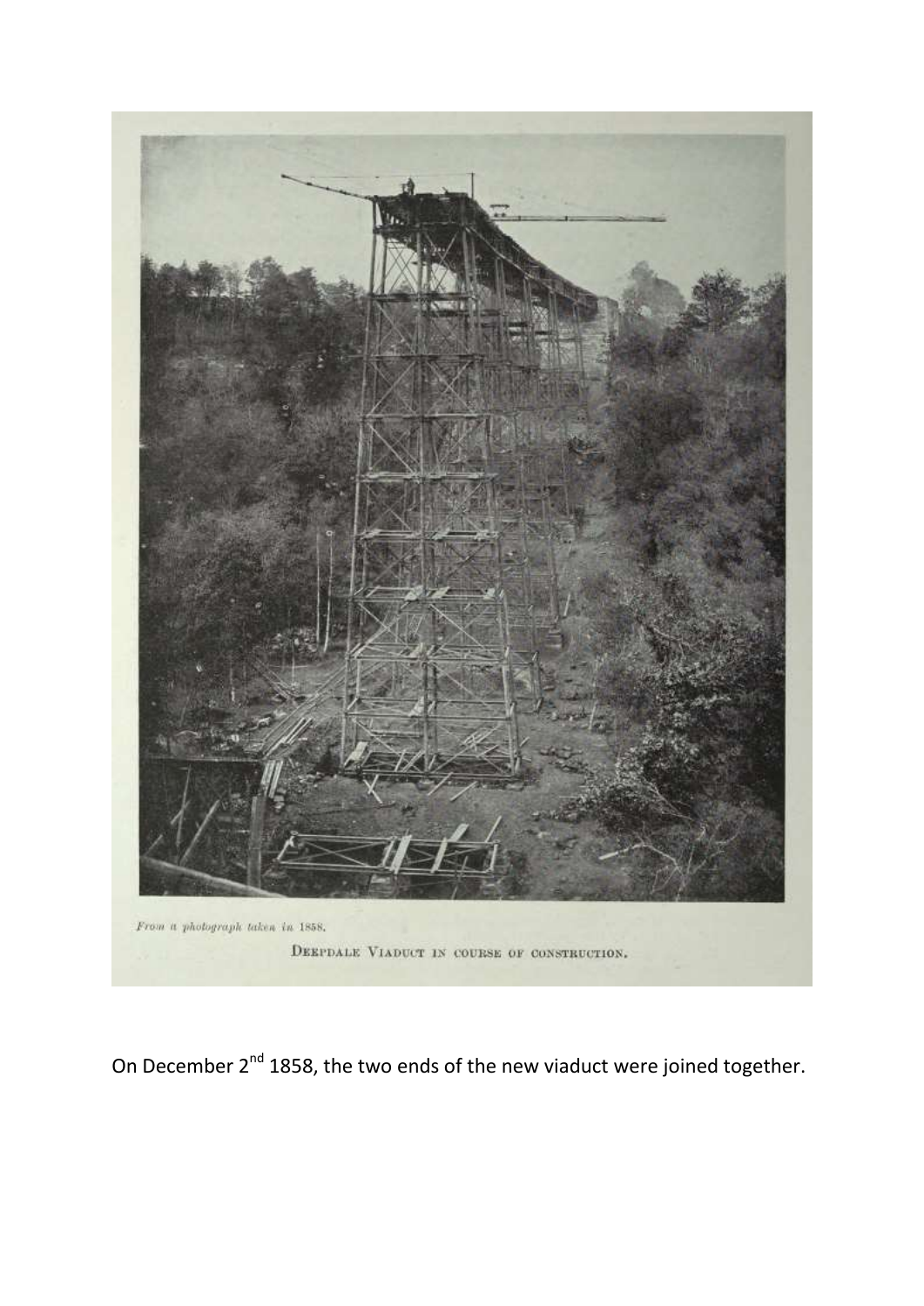*From a photograph taken in 1858.*

DEEPDALE VIADUCT IN COURSE OF CONSTRUCTION.

On December 2nd 1858, the two ends of the new viaduct were joined together.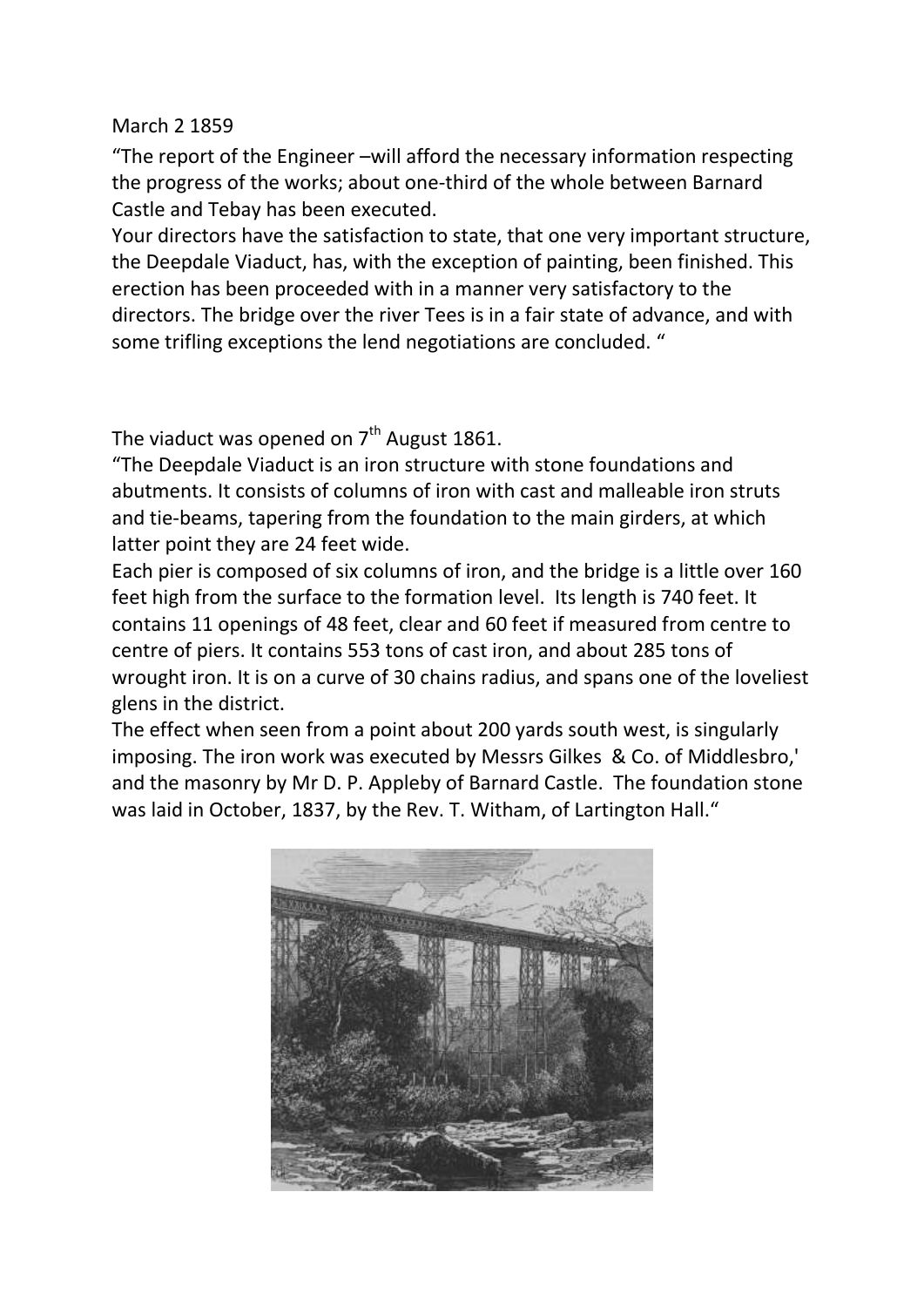March 2 1859

"The report of the Engineer –will afford the necessary information respecting the progress of the works; about one-third of the whole between Barnard Castle and Tebay has been executed.

Your directors have the satisfaction to state, that one very important structure, the Deepdale Viaduct, has, with the exception of painting, been finished. This erection has been proceeded with in a manner very satisfactory to the directors. The bridge over the river Tees is in a fair state of advance, and with some trifling exceptions the lend negotiations are concluded. "

The viaduct was opened on 7th August 1861.

"The Deepdale Viaduct is an iron structure with stone foundations and abutments. It consists of columns of iron with cast and malleable iron struts and tie-beams, tapering from the foundation to the main girders, at which latter point they are 24 feet wide.

Each pier is composed of six columns of iron, and the bridge is a little over 160 feet high from the surface to the formation level. Its length is 740 feet. It contains 11 openings of 48 feet, clear and 60 feet if measured from centre to centre of piers. It contains 553 tons of cast iron, and about 285 tons of wrought iron. It is on a curve of 30 chains radius, and spans one of the loveliest glens in the district.

The effect when seen from a point about 200 yards south west, is singularly imposing. The iron work was executed by Messrs Gilkes & Co. of Middlesbro,' and the masonry by Mr D. P. Appleby of Barnard Castle. The foundation stone was laid in October, 1837, by the Rev. T. Witham, of Lartington Hall."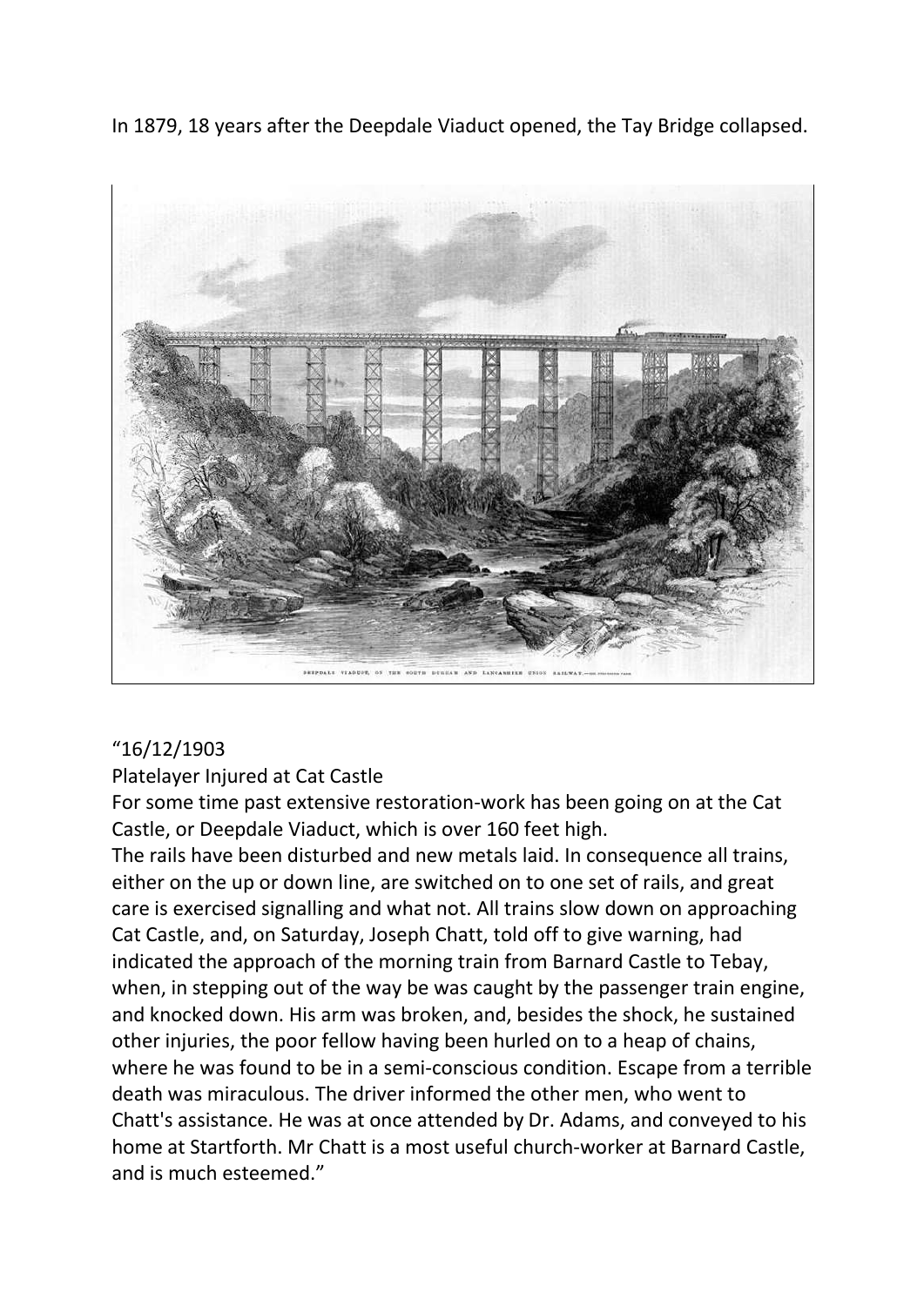In 1879, 18 years after the Deepdale Viaduct opened, the Tay Bridge collapsed.

DEEPDALE VIADUCT, ON THE SOUTH DURHAM AND LANCASHIRE UNION RAILWAY.

"16/12/1903

Platelayer Injured at Cat Castle

For some time past extensive restoration-work has been going on at the Cat Castle, or Deepdale Viaduct, which is over 160 feet high.

The rails have been disturbed and new metals laid. In consequence all trains, either on the up or down line, are switched on to one set of rails, and great care is exercised signalling and what not. All trains slow down on approaching Cat Castle, and, on Saturday, Joseph Chatt, told off to give warning, had indicated the approach of the morning train from Barnard Castle to Tebay, when, in stepping out of the way be was caught by the passenger train engine, and knocked down. His arm was broken, and, besides the shock, he sustained other injuries, the poor fellow having been hurled on to a heap of chains, where he was found to be in a semi-conscious condition. Escape from a terrible death was miraculous. The driver informed the other men, who went to Chatt's assistance. He was at once attended by Dr. Adams, and conveyed to his home at Startforth. Mr Chatt is a most useful church-worker at Barnard Castle, and is much esteemed."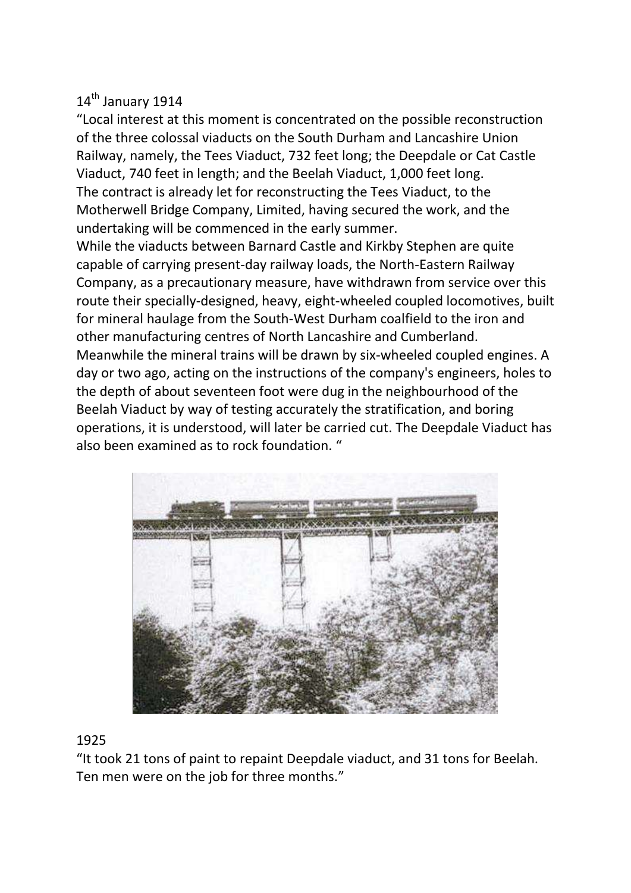14th January 1914

"Local interest at this moment is concentrated on the possible reconstruction of the three colossal viaducts on the South Durham and Lancashire Union Railway, namely, the Tees Viaduct, 732 feet long; the Deepdale or Cat Castle Viaduct, 740 feet in length; and the Beelah Viaduct, 1,000 feet long.
The contract is already let for reconstructing the Tees Viaduct, to the Motherwell Bridge Company, Limited, having secured the work, and the undertaking will be commenced in the early summer.
While the viaducts between Barnard Castle and Kirkby Stephen are quite capable of carrying present-day railway loads, the North-Eastern Railway Company, as a precautionary measure, have withdrawn from service over this route their specially-designed, heavy, eight-wheeled coupled locomotives, built for mineral haulage from the South-West Durham coalfield to the iron and other manufacturing centres of North Lancashire and Cumberland.
Meanwhile the mineral trains will be drawn by six-wheeled coupled engines. A day or two ago, acting on the instructions of the company's engineers, holes to the depth of about seventeen foot were dug in the neighbourhood of the Beelah Viaduct by way of testing accurately the stratification, and boring operations, it is understood, will later be carried cut. The Deepdale Viaduct has also been examined as to rock foundation. "

1925

"It took 21 tons of paint to repaint Deepdale viaduct, and 31 tons for Beelah. Ten men were on the job for three months."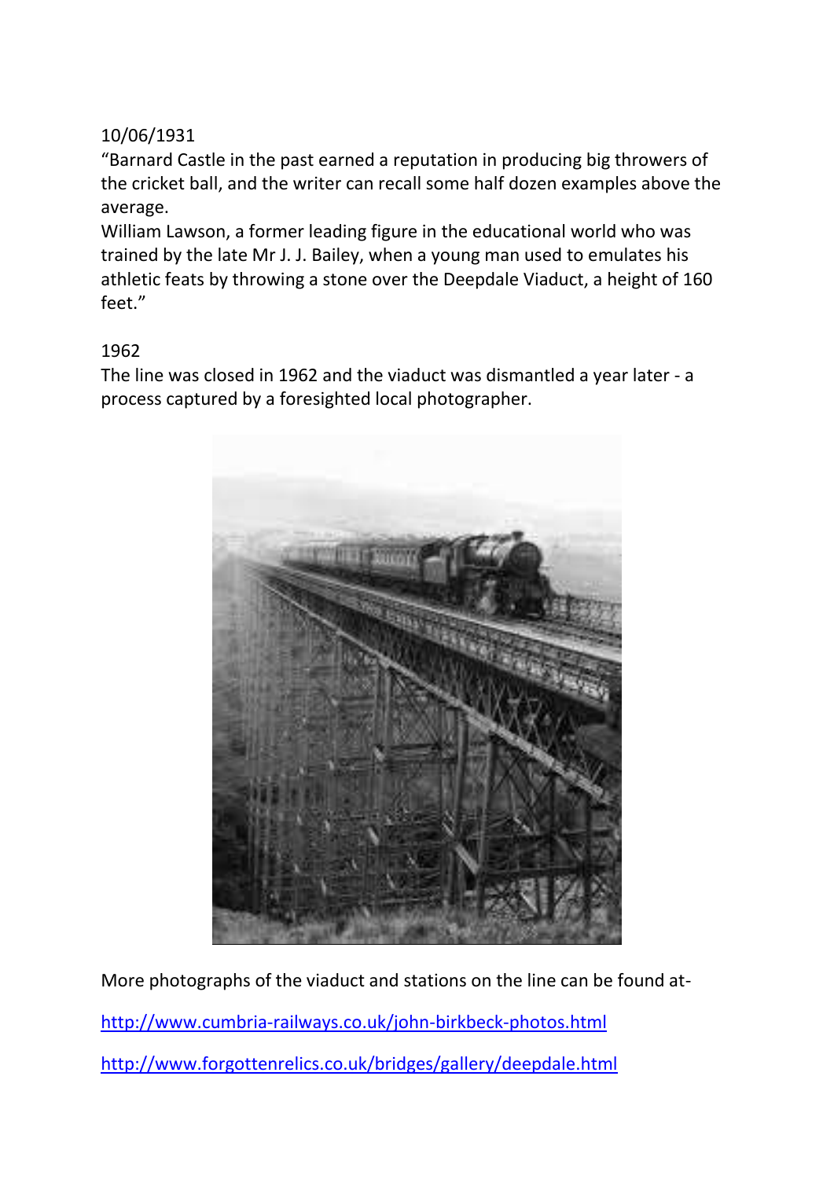10/06/1931

"Barnard Castle in the past earned a reputation in producing big throwers of the cricket ball, and the writer can recall some half dozen examples above the average.

William Lawson, a former leading figure in the educational world who was trained by the late Mr J. J. Bailey, when a young man used to emulates his athletic feats by throwing a stone over the Deepdale Viaduct, a height of 160 feet."

1962

The line was closed in 1962 and the viaduct was dismantled a year later - a process captured by a foresighted local photographer.

More photographs of the viaduct and stations on the line can be found at-

http://www.cumbria-railways.co.uk/john-birkbeck-photos.html

http://www.forgottenrelics.co.uk/bridges/gallery/deepdale.html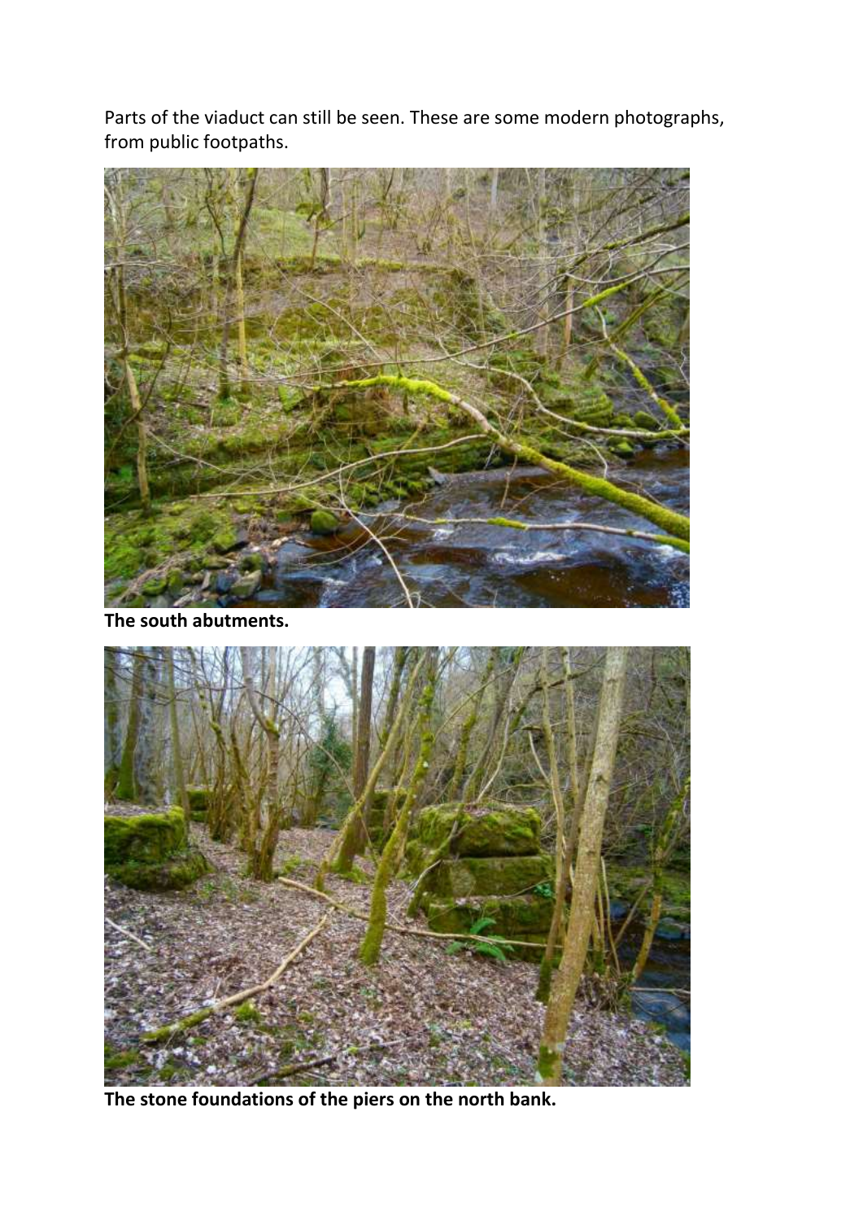Parts of the viaduct can still be seen. These are some modern photographs, from public footpaths.

**The south abutments.**

**The stone foundations of the piers on the north bank.**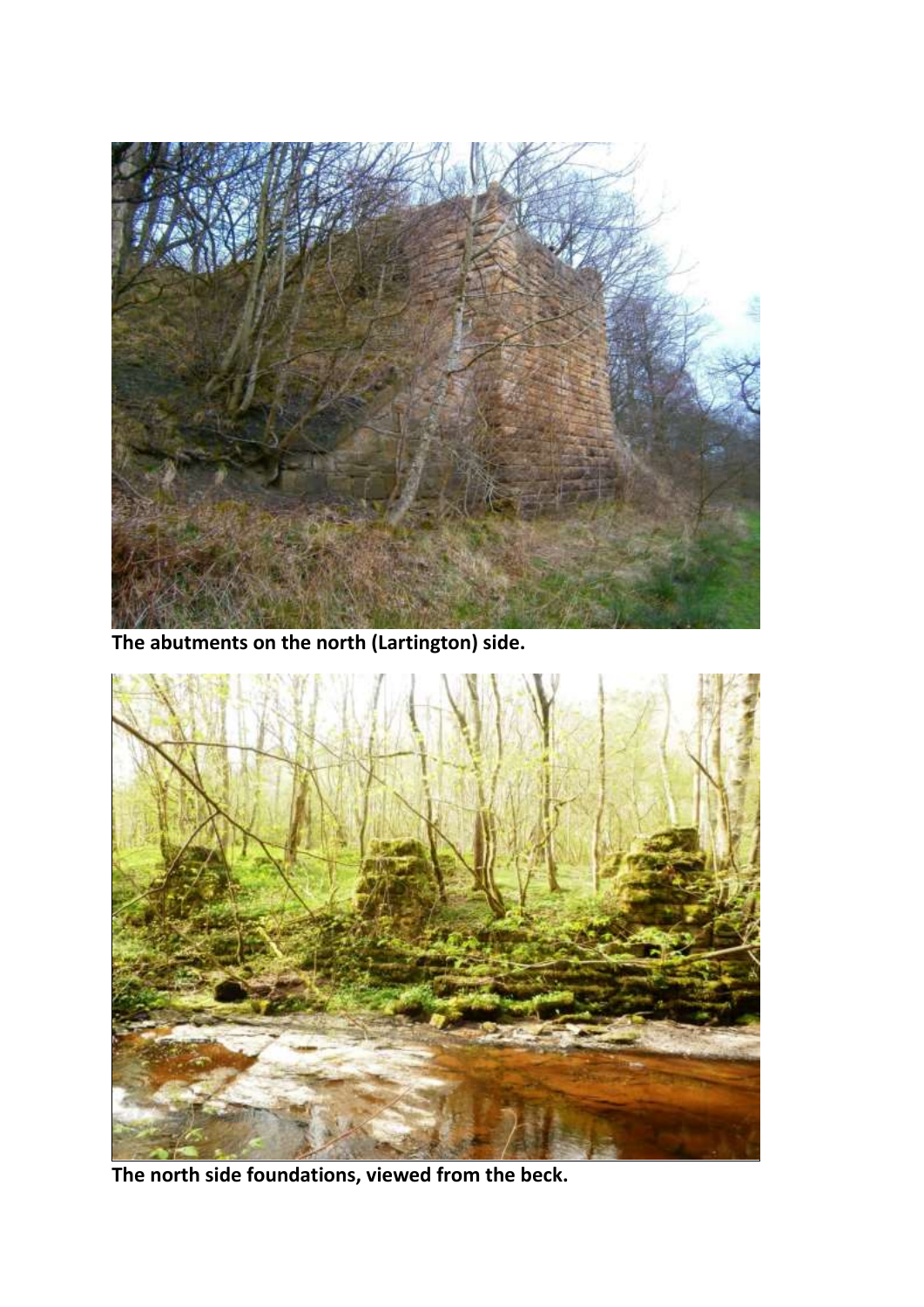**The abutments on the north (Lartington) side.**

**The north side foundations, viewed from the beck.**